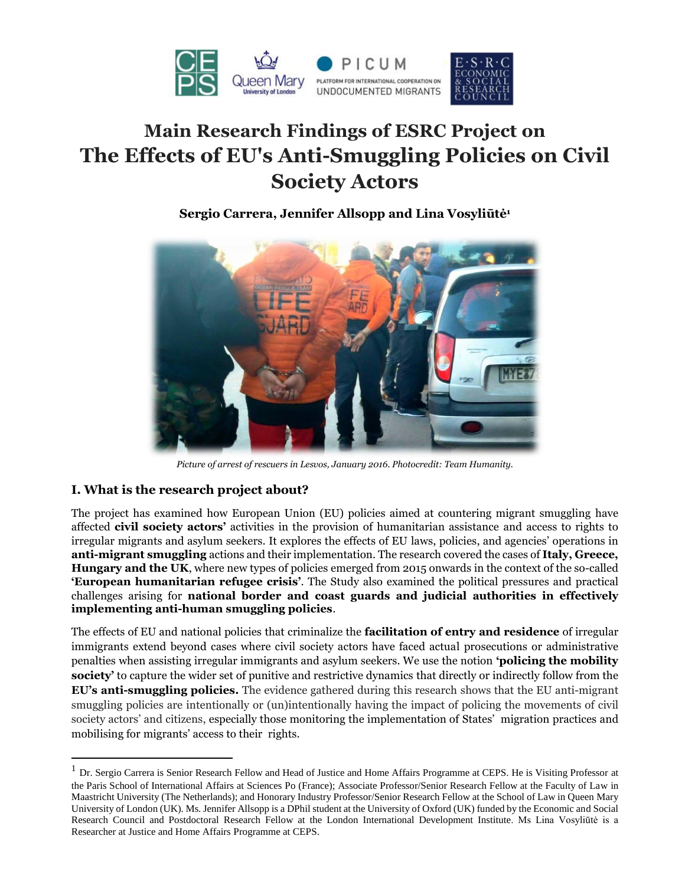# Main Research Findings of ESRC Project on The Effects of EU's Anti-Smuggling Policies on Civil Society Actors

**Sergio Carrera, Jennifer Allsopp and Lina Vosyliūtė[1]**

*Picture of arrest of rescuers in Lesvos, January 2016. Photocredit: Team Humanity.*

## I. What is the research project about?

The project has examined how European Union (EU) policies aimed at countering migrant smuggling have affected **civil society actors'** activities in the provision of humanitarian assistance and access to rights to irregular migrants and asylum seekers. It explores the effects of EU laws, policies, and agencies' operations in **anti-migrant smuggling** actions and their implementation. The research covered the cases of **Italy, Greece, Hungary and the UK**, where new types of policies emerged from 2015 onwards in the context of the so-called **'European humanitarian refugee crisis'**. The Study also examined the political pressures and practical challenges arising for **national border and coast guards and judicial authorities in effectively implementing anti-human smuggling policies**.

The effects of EU and national policies that criminalize the **facilitation of entry and residence** of irregular immigrants extend beyond cases where civil society actors have faced actual prosecutions or administrative penalties when assisting irregular immigrants and asylum seekers. We use the notion **'policing the mobility society'** to capture the wider set of punitive and restrictive dynamics that directly or indirectly follow from the **EU's anti-smuggling policies.** The evidence gathered during this research shows that the EU anti-migrant smuggling policies are intentionally or (un)intentionally having the impact of policing the movements of civil society actors' and citizens, especially those monitoring the implementation of States' migration practices and mobilising for migrants' access to their rights.

---

[1] Dr. Sergio Carrera is Senior Research Fellow and Head of Justice and Home Affairs Programme at CEPS. He is Visiting Professor at the Paris School of International Affairs at Sciences Po (France); Associate Professor/Senior Research Fellow at the Faculty of Law in Maastricht University (The Netherlands); and Honorary Industry Professor/Senior Research Fellow at the School of Law in Queen Mary University of London (UK). Ms. Jennifer Allsopp is a DPhil student at the University of Oxford (UK) funded by the Economic and Social Research Council and Postdoctoral Research Fellow at the London International Development Institute. Ms Lina Vosyliūtė is a Researcher at Justice and Home Affairs Programme at CEPS.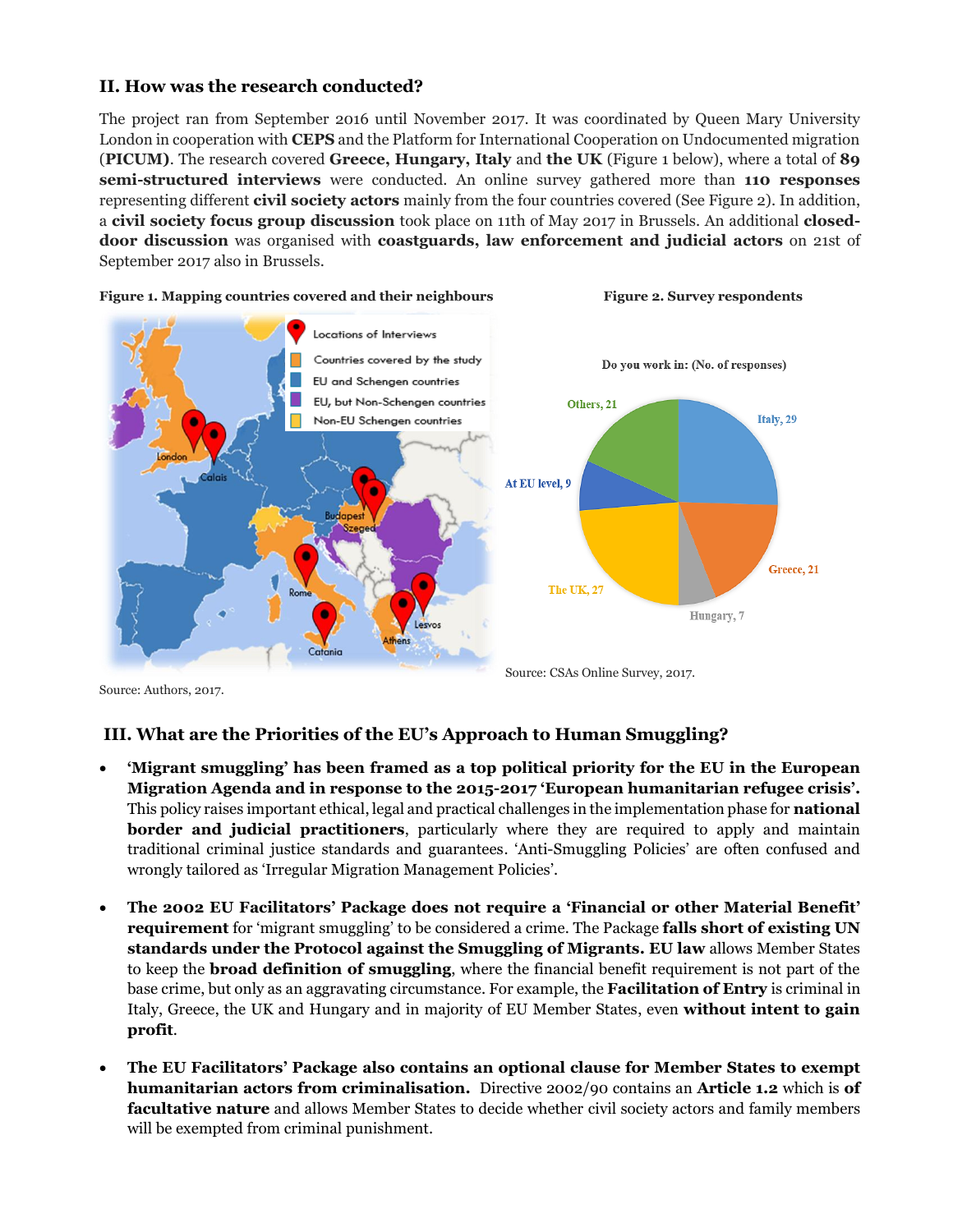## II. How was the research conducted?

The project ran from September 2016 until November 2017. It was coordinated by Queen Mary University London in cooperation with **CEPS** and the Platform for International Cooperation on Undocumented migration (**PICUM)**. The research covered **Greece, Hungary, Italy** and **the UK** (Figure 1 below), where a total of **89 semi-structured interviews** were conducted. An online survey gathered more than **110 responses** representing different **civil society actors** mainly from the four countries covered (See Figure 2). In addition, a **civil society focus group discussion** took place on 11th of May 2017 in Brussels. An additional **closed-door discussion** was organised with **coastguards, law enforcement and judicial actors** on 21st of September 2017 also in Brussels.

**Figure 1. Mapping countries covered and their neighbours**

Source: Authors, 2017.

**Figure 2. Survey respondents**

Source: CSAs Online Survey, 2017.

## III. What are the Priorities of the EU's Approach to Human Smuggling?

- **'Migrant smuggling' has been framed as a top political priority for the EU in the European Migration Agenda and in response to the 2015-2017 'European humanitarian refugee crisis'.** This policy raises important ethical, legal and practical challenges in the implementation phase for **national border and judicial practitioners**, particularly where they are required to apply and maintain traditional criminal justice standards and guarantees. 'Anti-Smuggling Policies' are often confused and wrongly tailored as 'Irregular Migration Management Policies'.

- **The 2002 EU Facilitators' Package does not require a 'Financial or other Material Benefit' requirement** for 'migrant smuggling' to be considered a crime. The Package **falls short of existing UN standards under the Protocol against the Smuggling of Migrants. EU law** allows Member States to keep the **broad definition of smuggling**, where the financial benefit requirement is not part of the base crime, but only as an aggravating circumstance. For example, the **Facilitation of Entry** is criminal in Italy, Greece, the UK and Hungary and in majority of EU Member States, even **without intent to gain profit**.

- **The EU Facilitators' Package also contains an optional clause for Member States to exempt humanitarian actors from criminalisation.** Directive 2002/90 contains an **Article 1.2** which is **of facultative nature** and allows Member States to decide whether civil society actors and family members will be exempted from criminal punishment.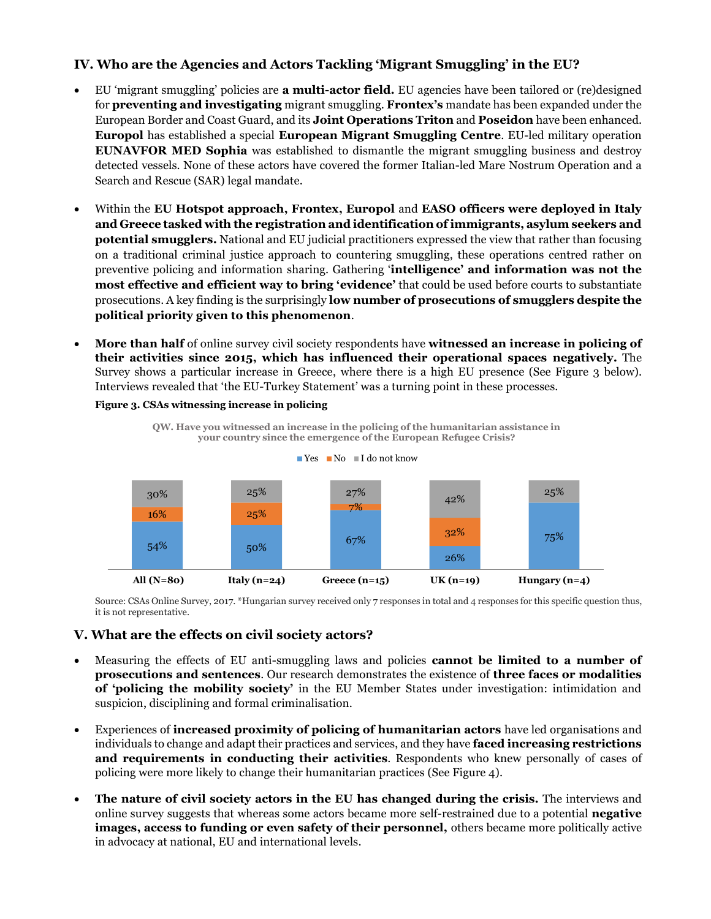## IV. Who are the Agencies and Actors Tackling 'Migrant Smuggling' in the EU?

- EU 'migrant smuggling' policies are **a multi-actor field.** EU agencies have been tailored or (re)designed for **preventing and investigating** migrant smuggling. **Frontex's** mandate has been expanded under the European Border and Coast Guard, and its **Joint Operations Triton** and **Poseidon** have been enhanced. **Europol** has established a special **European Migrant Smuggling Centre**. EU-led military operation **EUNAVFOR MED Sophia** was established to dismantle the migrant smuggling business and destroy detected vessels. None of these actors have covered the former Italian-led Mare Nostrum Operation and a Search and Rescue (SAR) legal mandate.

- Within the **EU Hotspot approach, Frontex, Europol** and **EASO officers were deployed in Italy and Greece tasked with the registration and identification of immigrants, asylum seekers and potential smugglers.** National and EU judicial practitioners expressed the view that rather than focusing on a traditional criminal justice approach to countering smuggling, these operations centred rather on preventive policing and information sharing. Gathering '**intelligence' and information was not the most effective and efficient way to bring 'evidence'** that could be used before courts to substantiate prosecutions. A key finding is the surprisingly **low number of prosecutions of smugglers despite the political priority given to this phenomenon**.

- **More than half** of online survey civil society respondents have **witnessed an increase in policing of their activities since 2015, which has influenced their operational spaces negatively.** The Survey shows a particular increase in Greece, where there is a high EU presence (See Figure 3 below). Interviews revealed that 'the EU-Turkey Statement' was a turning point in these processes.

**Figure 3. CSAs witnessing increase in policing**

QW. Have you witnessed an increase in the policing of the humanitarian assistance in your country since the emergence of the European Refugee Crisis?

| | Yes | No | I do not know |
|---|---|---|---|
| All (N=80) | 54% | 16% | 30% |
| Italy (n=24) | 50% | 25% | 25% |
| Greece (n=15) | 67% | 7% | 27% |
| UK (n=19) | 26% | 32% | 42% |
| Hungary (n=4) | 75% | | 25% |

Source: CSAs Online Survey, 2017. *Hungarian survey received only 7 responses in total and 4 responses for this specific question thus, it is not representative.

## V. What are the effects on civil society actors?

- Measuring the effects of EU anti-smuggling laws and policies **cannot be limited to a number of prosecutions and sentences**. Our research demonstrates the existence of **three faces or modalities of 'policing the mobility society'** in the EU Member States under investigation: intimidation and suspicion, disciplining and formal criminalisation.

- Experiences of **increased proximity of policing of humanitarian actors** have led organisations and individuals to change and adapt their practices and services, and they have **faced increasing restrictions and requirements in conducting their activities**. Respondents who knew personally of cases of policing were more likely to change their humanitarian practices (See Figure 4).

- **The nature of civil society actors in the EU has changed during the crisis.** The interviews and online survey suggests that whereas some actors became more self-restrained due to a potential **negative images, access to funding or even safety of their personnel,** others became more politically active in advocacy at national, EU and international levels.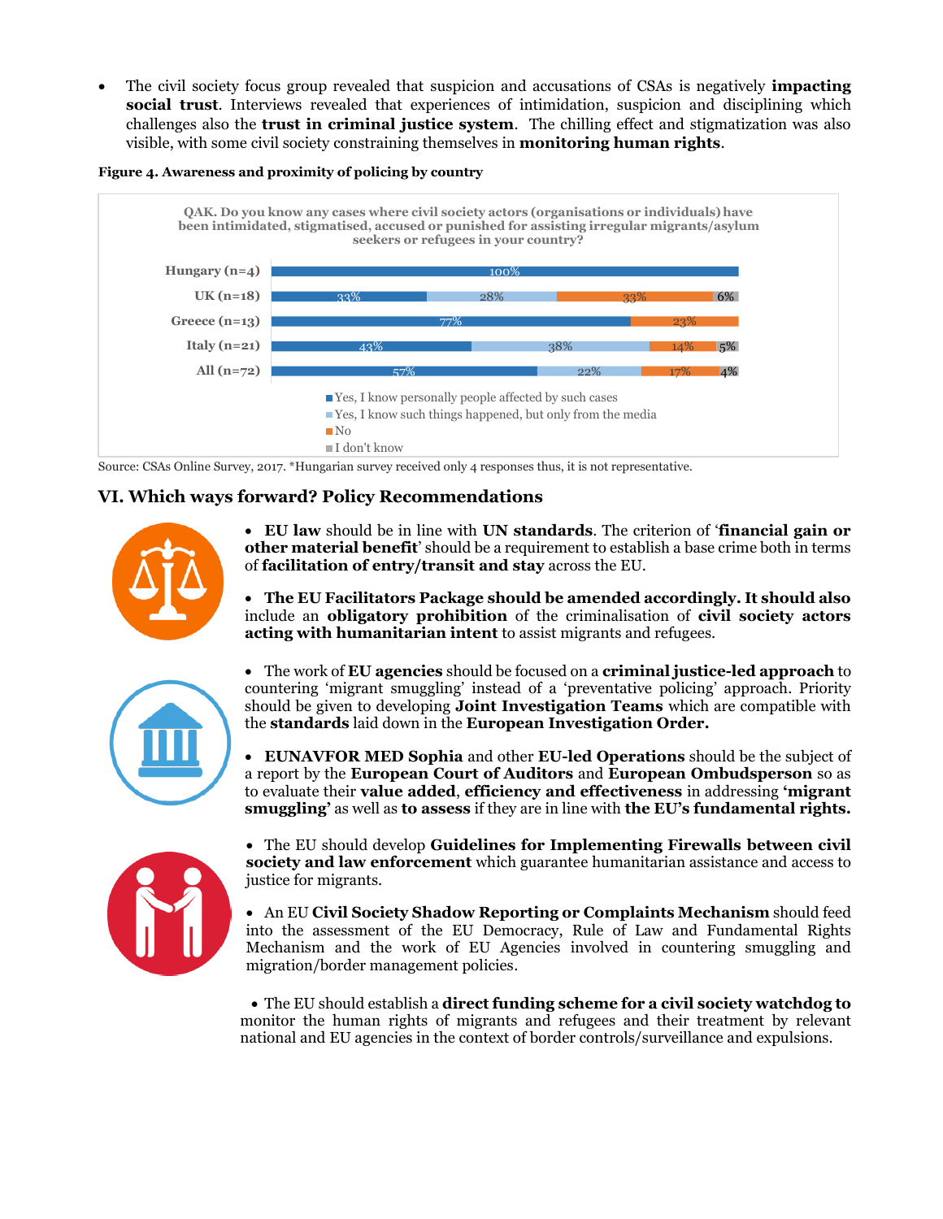- The civil society focus group revealed that suspicion and accusations of CSAs is negatively **impacting social trust**. Interviews revealed that experiences of intimidation, suspicion and disciplining which challenges also the **trust in criminal justice system**. The chilling effect and stigmatization was also visible, with some civil society constraining themselves in **monitoring human rights**.

**Figure 4. Awareness and proximity of policing by country**

QAK. Do you know any cases where civil society actors (organisations or individuals) have been intimidated, stigmatised, accused or punished for assisting irregular migrants/asylum seekers or refugees in your country?

Hungary (n=4): 100%

UK (n=18): 33% 28% 33% 6%

Greece (n=13): 77% 23%

Italy (n=21): 43% 38% 14% 5%

All (n=72): 57% 22% 17% 4%

Yes, I know personally people affected by such cases

Yes, I know such things happened, but only from the media

No

I don't know

Source: CSAs Online Survey, 2017. *Hungarian survey received only 4 responses thus, it is not representative.

## VI. Which ways forward? Policy Recommendations

- **EU law** should be in line with **UN standards**. The criterion of '**financial gain or other material benefit**' should be a requirement to establish a base crime both in terms of **facilitation of entry/transit and stay** across the EU.

- **The EU Facilitators Package should be amended accordingly. It should also** include an **obligatory prohibition** of the criminalisation of **civil society actors acting with humanitarian intent** to assist migrants and refugees.

- The work of **EU agencies** should be focused on a **criminal justice-led approach** to countering 'migrant smuggling' instead of a 'preventative policing' approach. Priority should be given to developing **Joint Investigation Teams** which are compatible with the **standards** laid down in the **European Investigation Order.**

- **EUNAVFOR MED Sophia** and other **EU-led Operations** should be the subject of a report by the **European Court of Auditors** and **European Ombudsperson** so as to evaluate their **value added**, **efficiency and effectiveness** in addressing **'migrant smuggling'** as well as **to assess** if they are in line with **the EU's fundamental rights.**

- The EU should develop **Guidelines for Implementing Firewalls between civil society and law enforcement** which guarantee humanitarian assistance and access to justice for migrants.

- An EU **Civil Society Shadow Reporting or Complaints Mechanism** should feed into the assessment of the EU Democracy, Rule of Law and Fundamental Rights Mechanism and the work of EU Agencies involved in countering smuggling and migration/border management policies.

- The EU should establish a **direct funding scheme for a civil society watchdog to** monitor the human rights of migrants and refugees and their treatment by relevant national and EU agencies in the context of border controls/surveillance and expulsions.